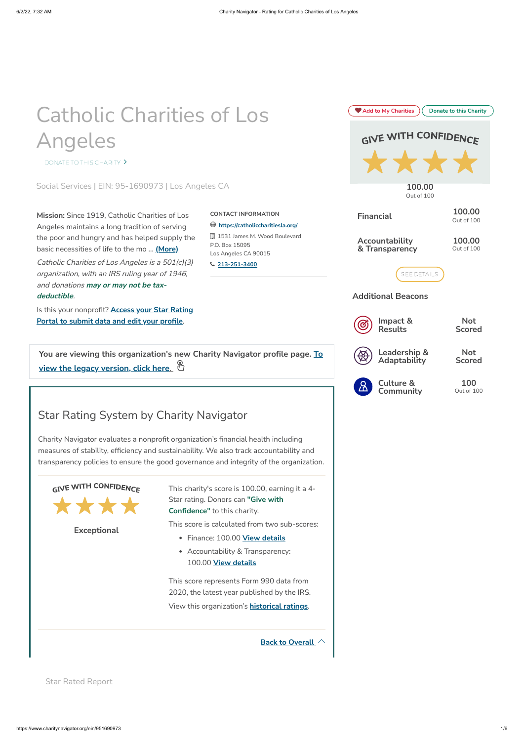# Catholic Charities of Los Angeles

DONATE TO THIS CHARITY >

Social Services | EIN: 95-1690973 | Los Angeles CA

**Mission:** Since 1919, Catholic Charities of Los Angeles maintains a long tradition of serving the poor and hungry and has helped supply the basic necessities of life to the mo ... **(More)**

*Catholic Charities of Los Angeles is a 501(c)(3) organization, with an IRS ruling year of 1946, and donations* ***may or may not be tax-deductible****.*

Is this your nonprofit? Access your Star Rating Portal to submit data and edit your profile.

**CONTACT INFORMATION**

https://catholiccharitiesla.org/

1531 James M. Wood Boulevard
P.O. Box 15095
Los Angeles CA 90015

213-251-3400

Add to My Charities | Donate to this Charity

**GIVE WITH CONFIDENCE**

★★★★

**100.00**
Out of 100

| | |
|---|---|
| **Financial** | **100.00** Out of 100 |
| **Accountability & Transparency** | **100.00** Out of 100 |

SEE DETAILS

### Additional Beacons

| | |
|---|---|
| **Impact & Results** | **Not Scored** |
| **Leadership & Adaptability** | **Not Scored** |
| **Culture & Community** | **100** Out of 100 |

**You are viewing this organization's new Charity Navigator profile page. To view the legacy version, click here.**

## Star Rating System by Charity Navigator

Charity Navigator evaluates a nonprofit organization's financial health including measures of stability, efficiency and sustainability. We also track accountability and transparency policies to ensure the good governance and integrity of the organization.

**GIVE WITH CONFIDENCE**

★★★★

**Exceptional**

This charity's score is 100.00, earning it a 4-Star rating. Donors can **"Give with Confidence"** to this charity.

This score is calculated from two sub-scores:

- Finance: 100.00 View details
- Accountability & Transparency: 100.00 View details

This score represents Form 990 data from 2020, the latest year published by the IRS.

View this organization's historical ratings.

Back to Overall

Star Rated Report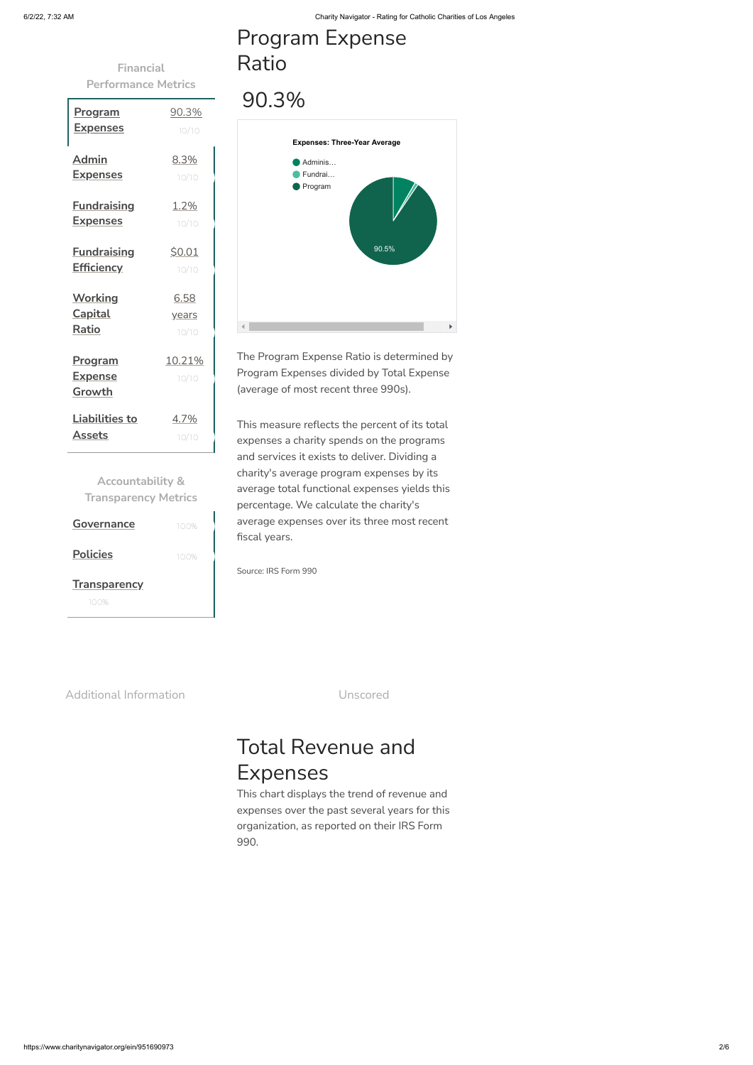### Financial Performance Metrics

| Metric | Value | Score |
| --- | --- | --- |
| Program Expenses | 90.3% | 10/10 |
| Admin Expenses | 8.3% | 10/10 |
| Fundraising Expenses | 1.2% | 10/10 |
| Fundraising Efficiency | $0.01 | 10/10 |
| Working Capital Ratio | 6.58 years | 10/10 |
| Program Expense Growth | 10.21% | 10/10 |
| Liabilities to Assets | 4.7% | 10/10 |

### Accountability & Transparency Metrics

| Metric | Score |
| --- | --- |
| Governance | 100% |
| Policies | 100% |
| Transparency | 100% |

# Program Expense Ratio

## 90.3%

**Expenses: Three-Year Average**

- Adminis...
- Fundrai...
- Program

90.5%

The Program Expense Ratio is determined by Program Expenses divided by Total Expense (average of most recent three 990s).

This measure reflects the percent of its total expenses a charity spends on the programs and services it exists to deliver. Dividing a charity's average program expenses by its average total functional expenses yields this percentage. We calculate the charity's average expenses over its three most recent fiscal years.

Source: IRS Form 990

Additional Information

Unscored

# Total Revenue and Expenses

This chart displays the trend of revenue and expenses over the past several years for this organization, as reported on their IRS Form 990.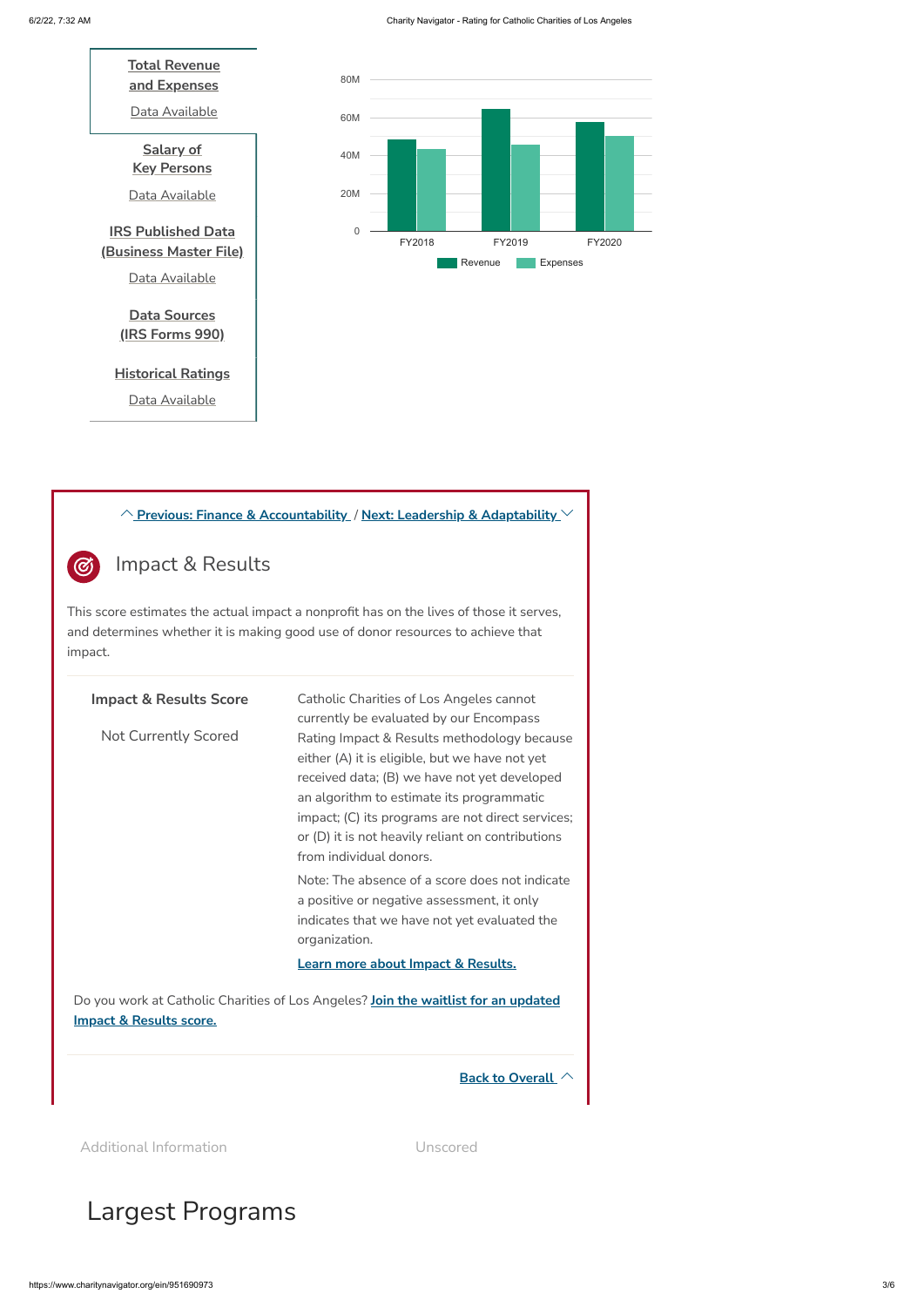**Total Revenue and Expenses**

Data Available

**Salary of Key Persons**

Data Available

**IRS Published Data (Business Master File)**

Data Available

**Data Sources (IRS Forms 990)**

**Historical Ratings**

Data Available

| | Revenue | Expenses |
|---|---|---|
| FY2018 | ~48M | ~43M |
| FY2019 | ~64M | ~46M |
| FY2020 | ~57M | ~50M |

Previous: Finance & Accountability / Next: Leadership & Adaptability

## Impact & Results

This score estimates the actual impact a nonprofit has on the lives of those it serves, and determines whether it is making good use of donor resources to achieve that impact.

**Impact & Results Score**

Not Currently Scored

Catholic Charities of Los Angeles cannot currently be evaluated by our Encompass Rating Impact & Results methodology because either (A) it is eligible, but we have not yet received data; (B) we have not yet developed an algorithm to estimate its programmatic impact; (C) its programs are not direct services; or (D) it is not heavily reliant on contributions from individual donors.

Note: The absence of a score does not indicate a positive or negative assessment, it only indicates that we have not yet evaluated the organization.

**Learn more about Impact & Results.**

Do you work at Catholic Charities of Los Angeles? **Join the waitlist for an updated Impact & Results score.**

**Back to Overall**

Additional Information

Unscored

# Largest Programs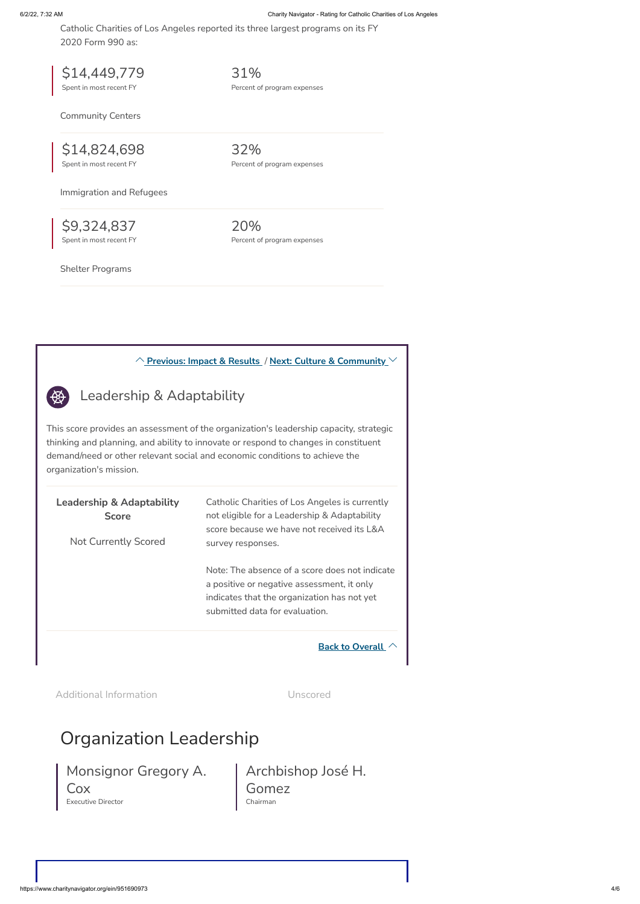Catholic Charities of Los Angeles reported its three largest programs on its FY 2020 Form 990 as:

$14,449,779
Spent in most recent FY

31%
Percent of program expenses

Community Centers

$14,824,698
Spent in most recent FY

32%
Percent of program expenses

Immigration and Refugees

$9,324,837
Spent in most recent FY

20%
Percent of program expenses

Shelter Programs

**Previous: Impact & Results** / **Next: Culture & Community**

## Leadership & Adaptability

This score provides an assessment of the organization's leadership capacity, strategic thinking and planning, and ability to innovate or respond to changes in constituent demand/need or other relevant social and economic conditions to achieve the organization's mission.

**Leadership & Adaptability Score**

Not Currently Scored

Catholic Charities of Los Angeles is currently not eligible for a Leadership & Adaptability score because we have not received its L&A survey responses.

Note: The absence of a score does not indicate a positive or negative assessment, it only indicates that the organization has not yet submitted data for evaluation.

**Back to Overall**

Additional Information

Unscored

# Organization Leadership

Monsignor Gregory A. Cox
Executive Director

Archbishop José H. Gomez
Chairman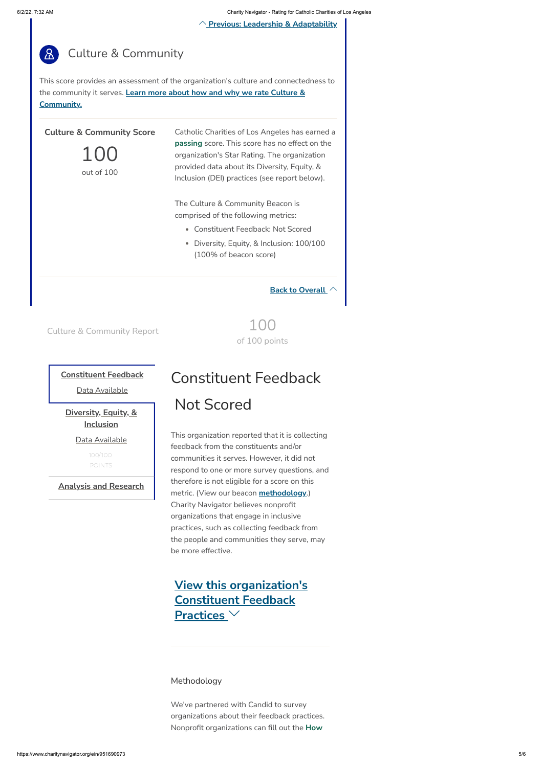[Previous: Leadership & Adaptability](#)

## Culture & Community

This score provides an assessment of the organization's culture and connectedness to the community it serves. **Learn more about how and why we rate Culture & Community.**

**Culture & Community Score**

100

out of 100

Catholic Charities of Los Angeles has earned a **passing** score. This score has no effect on the organization's Star Rating. The organization provided data about its Diversity, Equity, & Inclusion (DEI) practices (see report below).

The Culture & Community Beacon is comprised of the following metrics:

- Constituent Feedback: Not Scored
- Diversity, Equity, & Inclusion: 100/100 (100% of beacon score)

**Back to Overall**

Culture & Community Report

100

of 100 points

**Constituent Feedback**

Data Available

**Diversity, Equity, & Inclusion**

Data Available

100/100 POINTS

**Analysis and Research**

## Constituent Feedback

## Not Scored

This organization reported that it is collecting feedback from the constituents and/or communities it serves. However, it did not respond to one or more survey questions, and therefore is not eligible for a score on this metric. (View our beacon **methodology**.) Charity Navigator believes nonprofit organizations that engage in inclusive practices, such as collecting feedback from the people and communities they serve, may be more effective.

### View this organization's Constituent Feedback Practices

Methodology

We've partnered with Candid to survey organizations about their feedback practices. Nonprofit organizations can fill out the **How**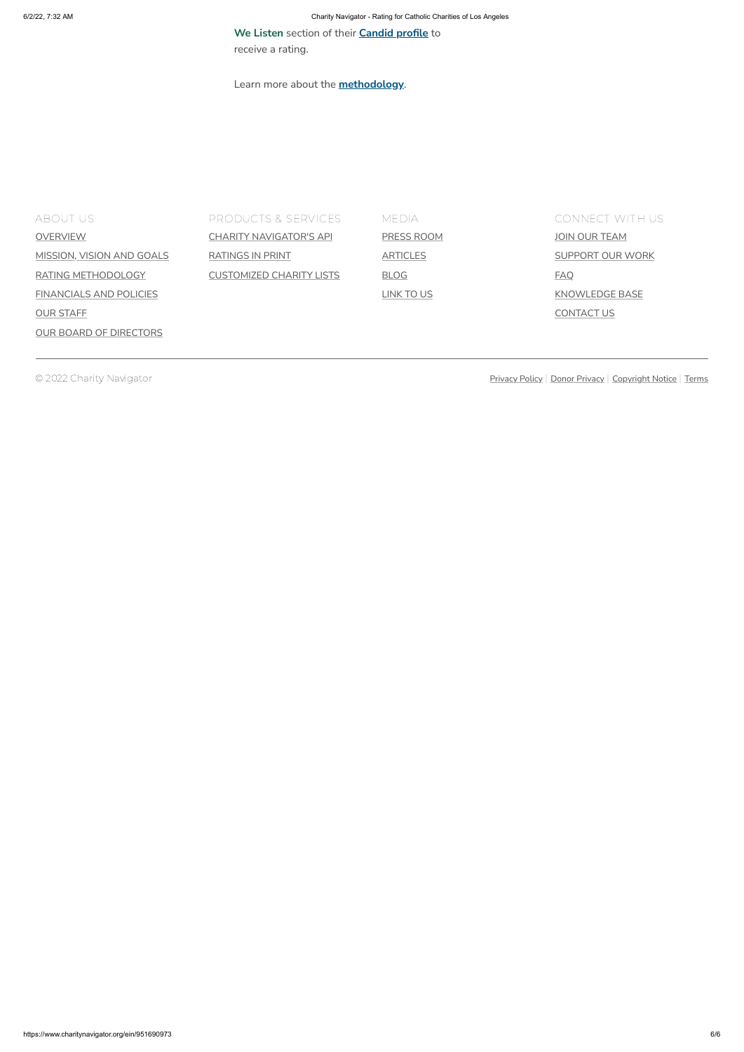**We Listen** section of their **Candid profile** to receive a rating.

Learn more about the **methodology**.

ABOUT US

OVERVIEW

MISSION, VISION AND GOALS

RATING METHODOLOGY

FINANCIALS AND POLICIES

OUR STAFF

OUR BOARD OF DIRECTORS

PRODUCTS & SERVICES

CHARITY NAVIGATOR'S API

RATINGS IN PRINT

CUSTOMIZED CHARITY LISTS

MEDIA

PRESS ROOM

ARTICLES

BLOG

LINK TO US

CONNECT WITH US

JOIN OUR TEAM

SUPPORT OUR WORK

FAQ

KNOWLEDGE BASE

CONTACT US

© 2022 Charity Navigator

Privacy Policy | Donor Privacy | Copyright Notice | Terms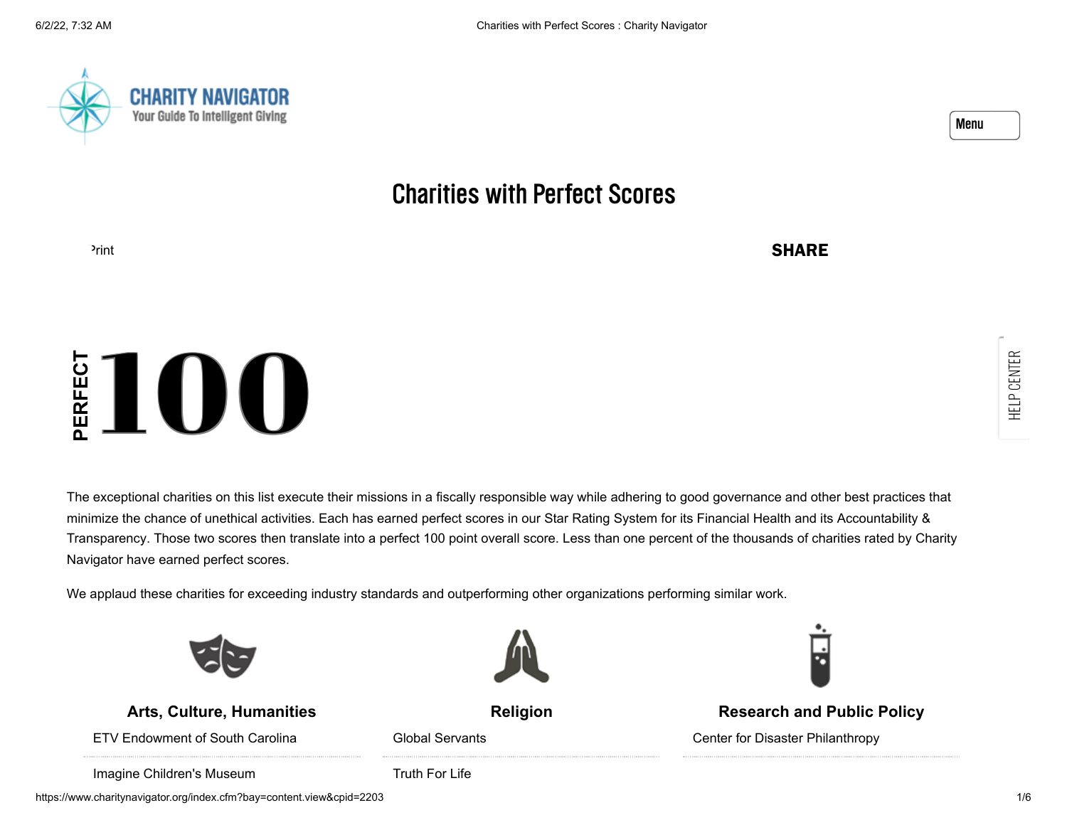# Charities with Perfect Scores

Print

**SHARE**

PERFECT 100

The exceptional charities on this list execute their missions in a fiscally responsible way while adhering to good governance and other best practices that minimize the chance of unethical activities. Each has earned perfect scores in our Star Rating System for its Financial Health and its Accountability & Transparency. Those two scores then translate into a perfect 100 point overall score. Less than one percent of the thousands of charities rated by Charity Navigator have earned perfect scores.

We applaud these charities for exceeding industry standards and outperforming other organizations performing similar work.

### Arts, Culture, Humanities

- ETV Endowment of South Carolina
- Imagine Children's Museum

### Religion

- Global Servants
- Truth For Life

### Research and Public Policy

- Center for Disaster Philanthropy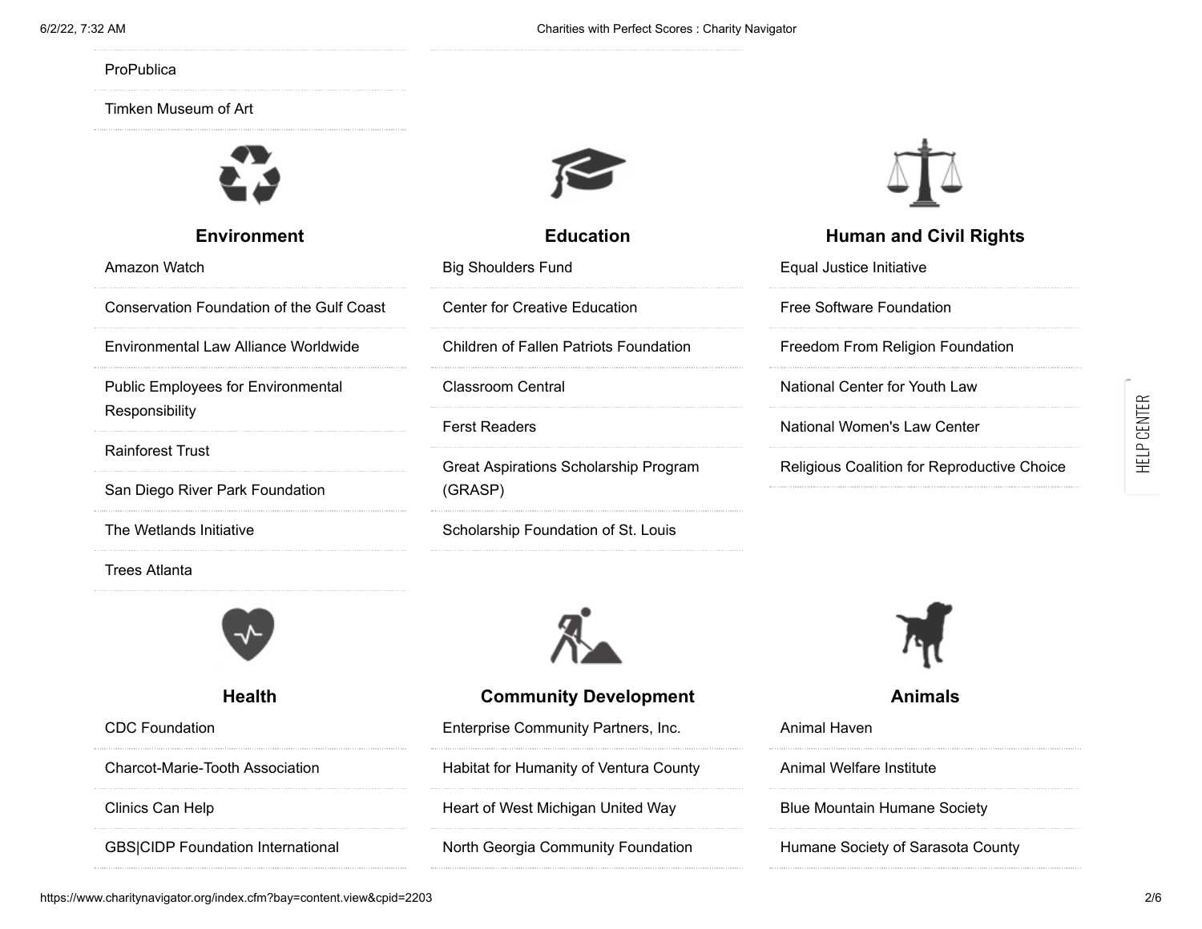ProPublica

Timken Museum of Art

## Environment

Amazon Watch

Conservation Foundation of the Gulf Coast

Environmental Law Alliance Worldwide

Public Employees for Environmental Responsibility

Rainforest Trust

San Diego River Park Foundation

The Wetlands Initiative

Trees Atlanta

## Education

Big Shoulders Fund

Center for Creative Education

Children of Fallen Patriots Foundation

Classroom Central

Ferst Readers

Great Aspirations Scholarship Program (GRASP)

Scholarship Foundation of St. Louis

## Human and Civil Rights

Equal Justice Initiative

Free Software Foundation

Freedom From Religion Foundation

National Center for Youth Law

National Women's Law Center

Religious Coalition for Reproductive Choice

## Health

CDC Foundation

Charcot-Marie-Tooth Association

Clinics Can Help

GBS|CIDP Foundation International

## Community Development

Enterprise Community Partners, Inc.

Habitat for Humanity of Ventura County

Heart of West Michigan United Way

North Georgia Community Foundation

## Animals

Animal Haven

Animal Welfare Institute

Blue Mountain Humane Society

Humane Society of Sarasota County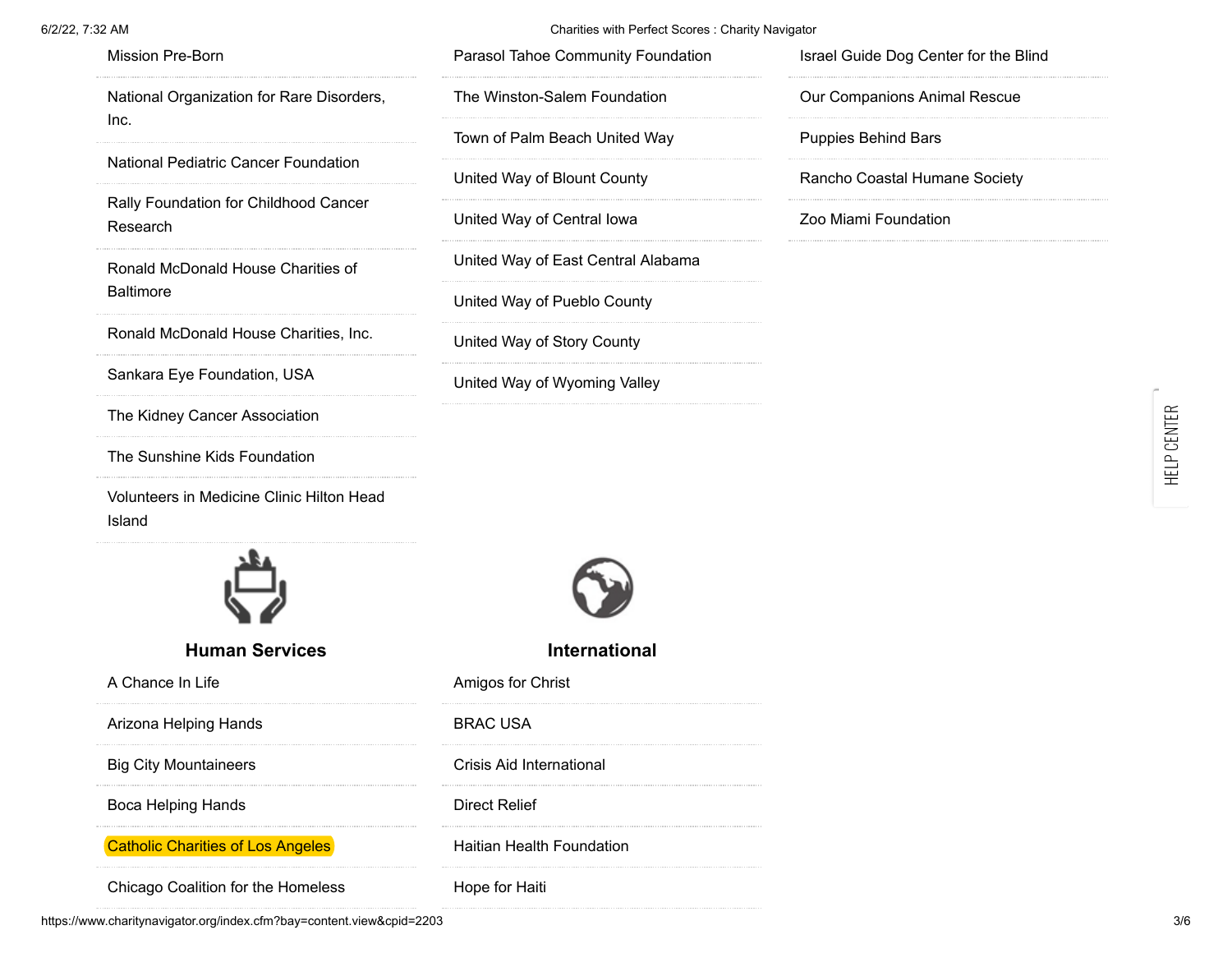- Mission Pre-Born
- National Organization for Rare Disorders, Inc.
- National Pediatric Cancer Foundation
- Rally Foundation for Childhood Cancer Research
- Ronald McDonald House Charities of Baltimore
- Ronald McDonald House Charities, Inc.
- Sankara Eye Foundation, USA
- The Kidney Cancer Association
- The Sunshine Kids Foundation
- Volunteers in Medicine Clinic Hilton Head Island

- Parasol Tahoe Community Foundation
- The Winston-Salem Foundation
- Town of Palm Beach United Way
- United Way of Blount County
- United Way of Central Iowa
- United Way of East Central Alabama
- United Way of Pueblo County
- United Way of Story County
- United Way of Wyoming Valley

- Israel Guide Dog Center for the Blind
- Our Companions Animal Rescue
- Puppies Behind Bars
- Rancho Coastal Humane Society
- Zoo Miami Foundation

## Human Services

- A Chance In Life
- Arizona Helping Hands
- Big City Mountaineers
- Boca Helping Hands
- Catholic Charities of Los Angeles
- Chicago Coalition for the Homeless

## International

- Amigos for Christ
- BRAC USA
- Crisis Aid International
- Direct Relief
- Haitian Health Foundation
- Hope for Haiti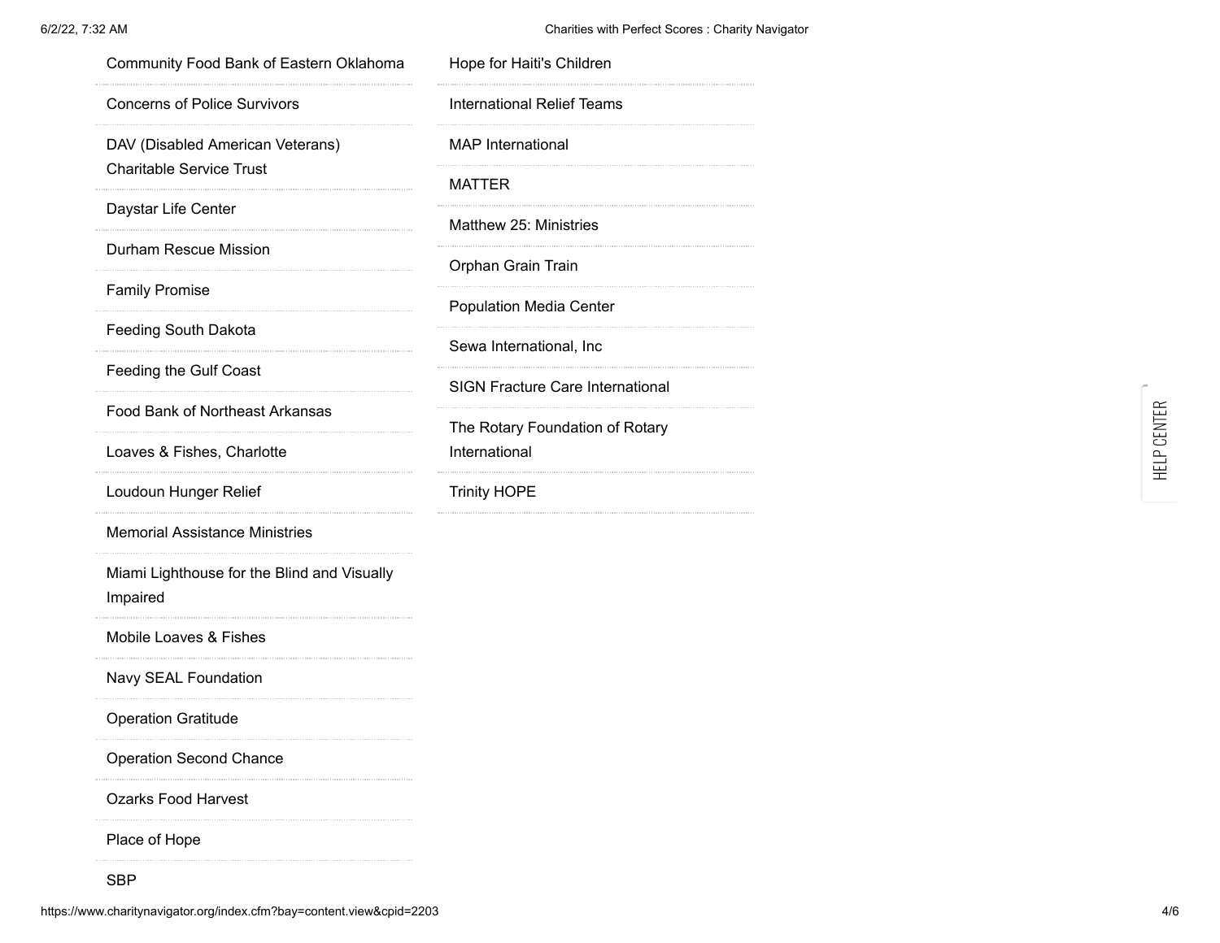- Community Food Bank of Eastern Oklahoma
- Concerns of Police Survivors
- DAV (Disabled American Veterans) Charitable Service Trust
- Daystar Life Center
- Durham Rescue Mission
- Family Promise
- Feeding South Dakota
- Feeding the Gulf Coast
- Food Bank of Northeast Arkansas
- Loaves & Fishes, Charlotte
- Loudoun Hunger Relief
- Memorial Assistance Ministries
- Miami Lighthouse for the Blind and Visually Impaired
- Mobile Loaves & Fishes
- Navy SEAL Foundation
- Operation Gratitude
- Operation Second Chance
- Ozarks Food Harvest
- Place of Hope
- SBP

- Hope for Haiti's Children
- International Relief Teams
- MAP International
- MATTER
- Matthew 25: Ministries
- Orphan Grain Train
- Population Media Center
- Sewa International, Inc
- SIGN Fracture Care International
- The Rotary Foundation of Rotary International
- Trinity HOPE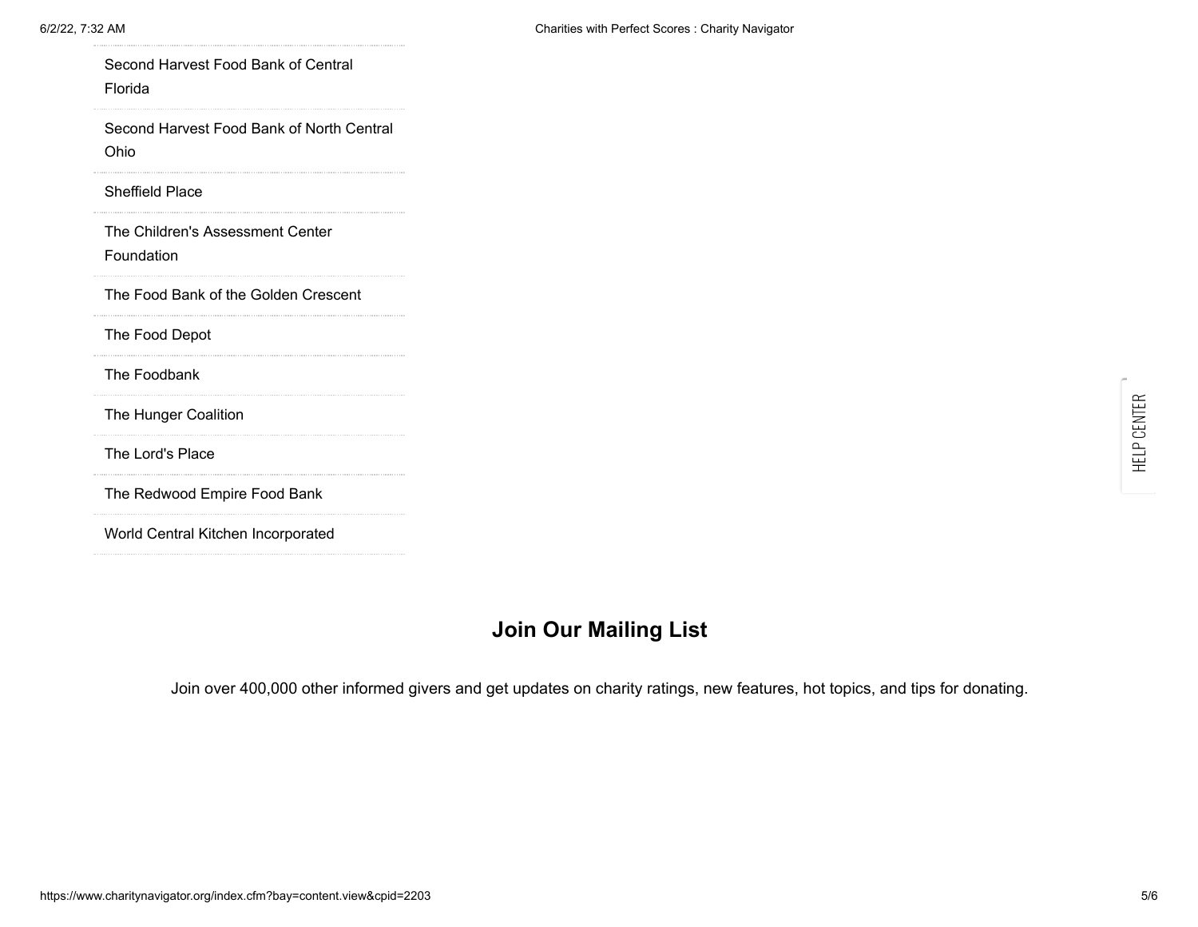- Second Harvest Food Bank of Central Florida
- Second Harvest Food Bank of North Central Ohio
- Sheffield Place
- The Children's Assessment Center Foundation
- The Food Bank of the Golden Crescent
- The Food Depot
- The Foodbank
- The Hunger Coalition
- The Lord's Place
- The Redwood Empire Food Bank
- World Central Kitchen Incorporated

HELP CENTER

## Join Our Mailing List

Join over 400,000 other informed givers and get updates on charity ratings, new features, hot topics, and tips for donating.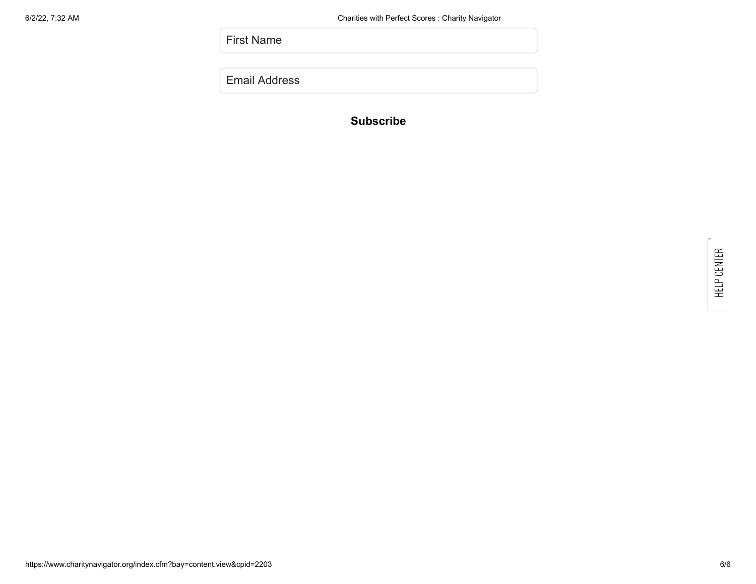First Name

Email Address

**Subscribe**

HELP CENTER